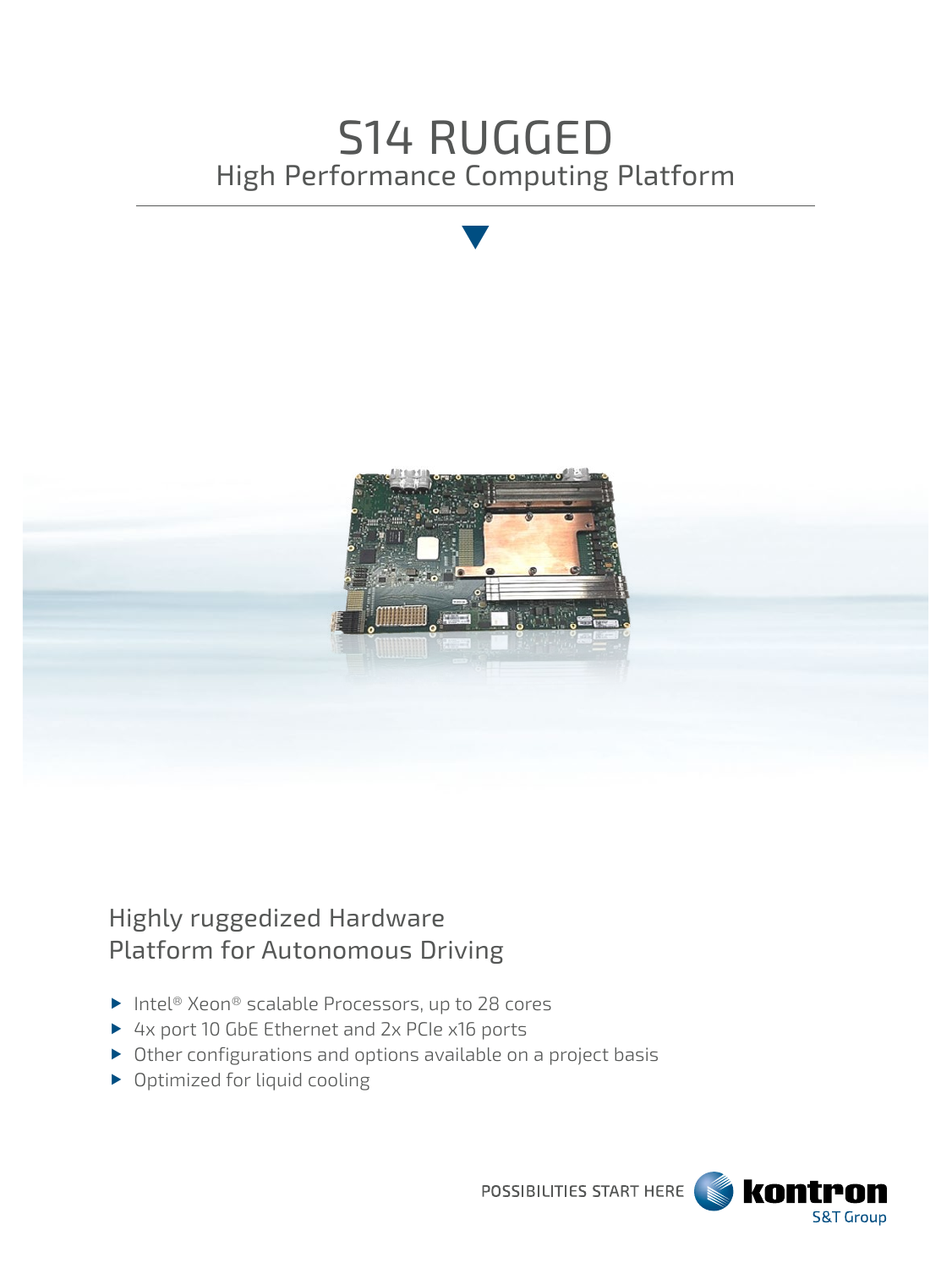# S14 RUGGED

## High Performance Computing Platform

## Highly ruggedized Hardware Platform for Autonomous Driving

- Intel® Xeon® scalable Processors, up to 28 cores
- 4x port 10 GbE Ethernet and 2x PCIe x16 ports
- Other configurations and options available on a project basis
- Optimized for liquid cooling

POSSIBILITIES START HERE kontron S&T Group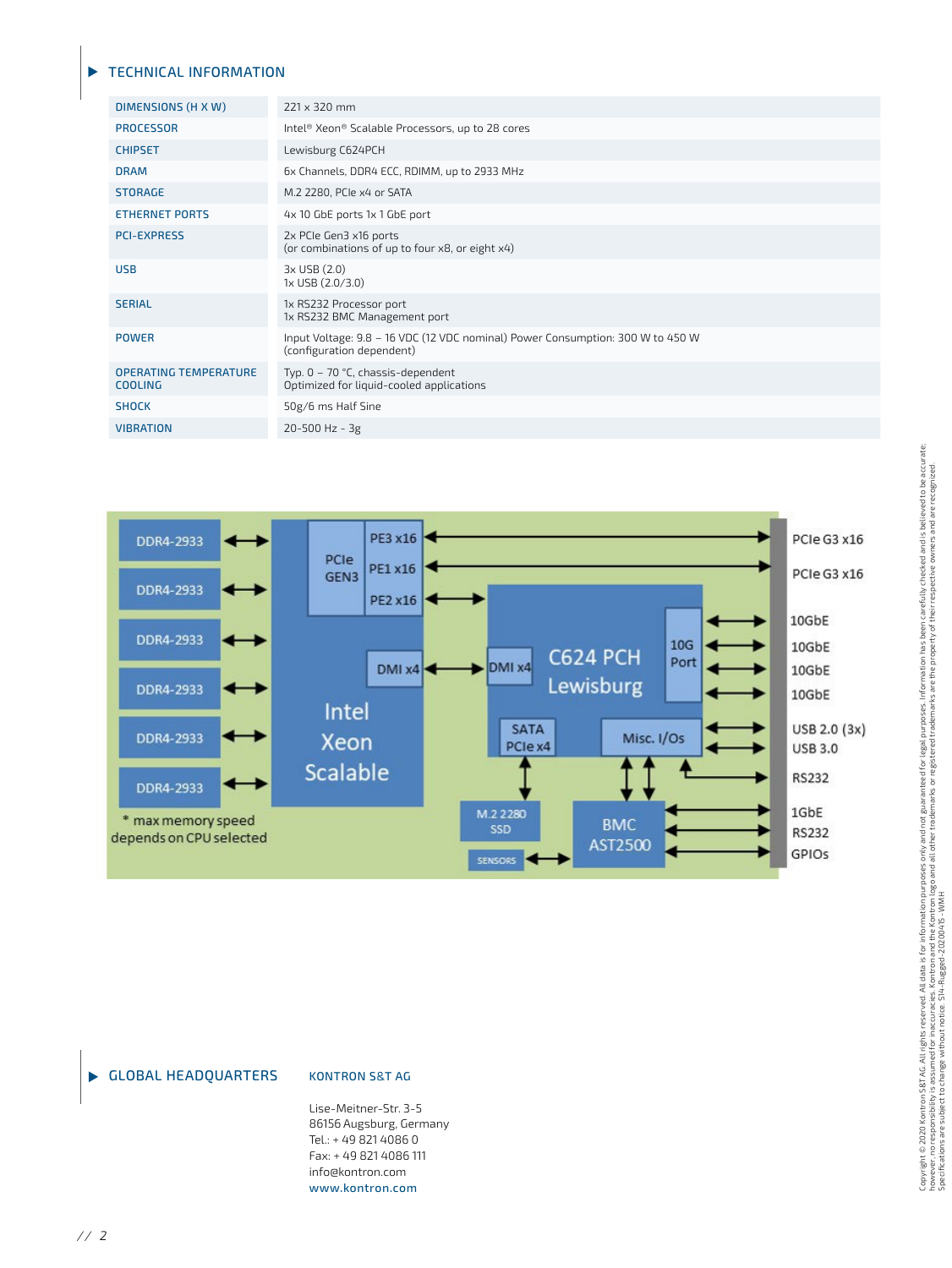## TECHNICAL INFORMATION

| | |
|---|---|
| DIMENSIONS (H X W) | 221 x 320 mm |
| PROCESSOR | Intel® Xeon® Scalable Processors, up to 28 cores |
| CHIPSET | Lewisburg C624PCH |
| DRAM | 6x Channels, DDR4 ECC, RDIMM, up to 2933 MHz |
| STORAGE | M.2 2280, PCIe x4 or SATA |
| ETHERNET PORTS | 4x 10 GbE ports 1x 1 GbE port |
| PCI-EXPRESS | 2x PCIe Gen3 x16 ports<br>(or combinations of up to four x8, or eight x4) |
| USB | 3x USB (2.0)<br>1x USB (2.0/3.0) |
| SERIAL | 1x RS232 Processor port<br>1x RS232 BMC Management port |
| POWER | Input Voltage: 9.8 – 16 VDC (12 VDC nominal) Power Consumption: 300 W to 450 W<br>(configuration dependent) |
| OPERATING TEMPERATURE<br>COOLING | Typ. 0 – 70 °C, chassis-dependent<br>Optimized for liquid-cooled applications |
| SHOCK | 50g/6 ms Half Sine |
| VIBRATION | 20-500 Hz - 3g |

DDR4-2933
DDR4-2933
DDR4-2933
DDR4-2933
DDR4-2933
DDR4-2933
* max memory speed depends on CPU selected

PCIe GEN3
PE3 x16
PE1 x16
PE2 x16
DMI x4
Intel Xeon Scalable

DMI x4
C624 PCH Lewisburg
10G Port
SATA PCIe x4
Misc. I/Os
M.2 2280 SSD
SENSORS
BMC AST2500

PCIe G3 x16
PCIe G3 x16
10GbE
10GbE
10GbE
10GbE
USB 2.0 (3x)
USB 3.0
RS232
1GbE
RS232
GPIOs

## GLOBAL HEADQUARTERS

KONTRON S&T AG

Lise-Meitner-Str. 3-5
86156 Augsburg, Germany
Tel.: + 49 821 4086 0
Fax: + 49 821 4086 111
info@kontron.com
www.kontron.com

Copyright © 2020 Kontron S&T AG. All rights reserved. All data is for information purposes only and not guaranteed for legal purposes. Information has been carefully checked and is believed to be accurate; however, no responsibility is assumed for inaccuracies. Kontron and the Kontron logo and all other trademarks or registered trademarks are the property of their respective owners and are recognized. Specifications are subject to change without notice. S14-Rugged-20200415 - WMH